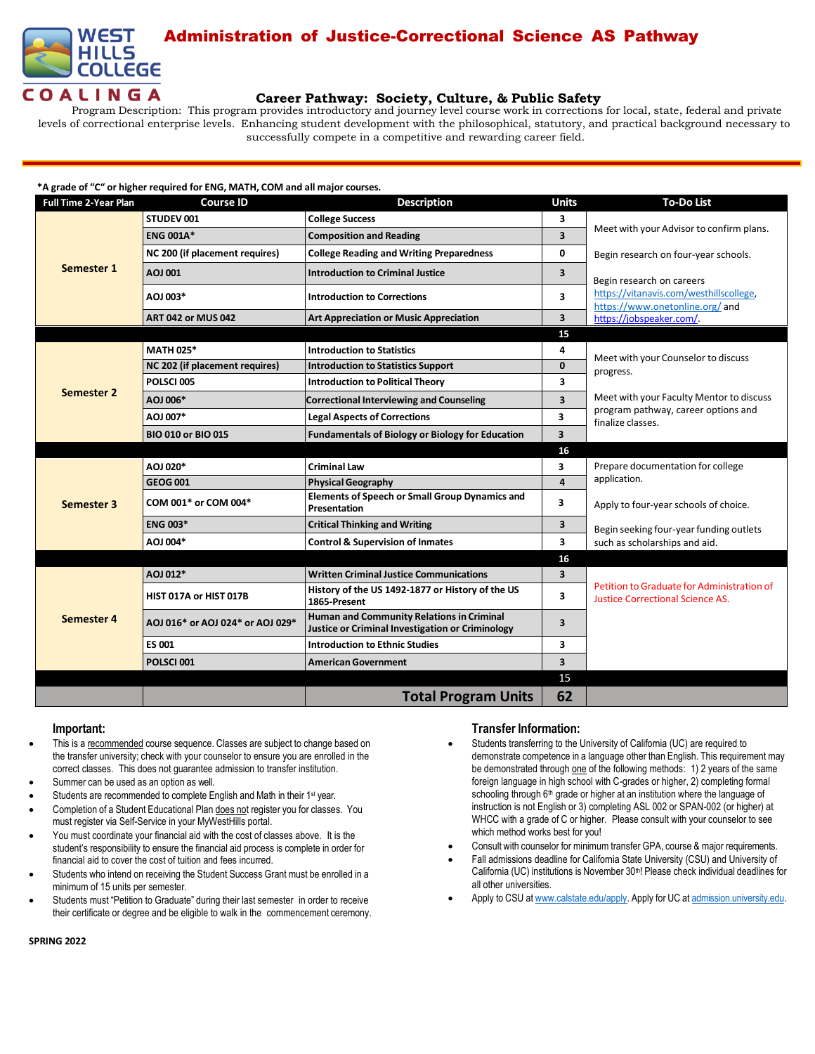# Administration of Justice-Correctional Science AS Pathway

WEST HILLS COLLEGE COALINGA

### Career Pathway: Society, Culture, & Public Safety

Program Description: This program provides introductory and journey level course work in corrections for local, state, federal and private levels of correctional enterprise levels. Enhancing student development with the philosophical, statutory, and practical background necessary to successfully compete in a competitive and rewarding career field.

**\*A grade of "C" or higher required for ENG, MATH, COM and all major courses.**

| Full Time 2-Year Plan | Course ID | Description | Units | To-Do List |
|---|---|---|---|---|
| Semester 1 | STUDEV 001 | College Success | 3 | Meet with your Advisor to confirm plans. |
| | ENG 001A* | Composition and Reading | 3 | |
| | NC 200 (if placement requires) | College Reading and Writing Preparedness | 0 | Begin research on four-year schools. |
| | AOJ 001 | Introduction to Criminal Justice | 3 | Begin research on careers https://vitanavis.com/westhillscollege, https://www.onetonline.org/ and https://jobspeaker.com/. |
| | AOJ 003* | Introduction to Corrections | 3 | |
| | ART 042 or MUS 042 | Art Appreciation or Music Appreciation | 3 | |
| | | | 15 | |
| Semester 2 | MATH 025* | Introduction to Statistics | 4 | Meet with your Counselor to discuss progress. |
| | NC 202 (if placement requires) | Introduction to Statistics Support | 0 | |
| | POLSCI 005 | Introduction to Political Theory | 3 | |
| | AOJ 006* | Correctional Interviewing and Counseling | 3 | Meet with your Faculty Mentor to discuss program pathway, career options and finalize classes. |
| | AOJ 007* | Legal Aspects of Corrections | 3 | |
| | BIO 010 or BIO 015 | Fundamentals of Biology or Biology for Education | 3 | |
| | | | 16 | |
| Semester 3 | AOJ 020* | Criminal Law | 3 | Prepare documentation for college application. |
| | GEOG 001 | Physical Geography | 4 | |
| | COM 001* or COM 004* | Elements of Speech or Small Group Dynamics and Presentation | 3 | Apply to four-year schools of choice. |
| | ENG 003* | Critical Thinking and Writing | 3 | Begin seeking four-year funding outlets such as scholarships and aid. |
| | AOJ 004* | Control & Supervision of Inmates | 3 | |
| | | | 16 | |
| Semester 4 | AOJ 012* | Written Criminal Justice Communications | 3 | Petition to Graduate for Administration of Justice Correctional Science AS. |
| | HIST 017A or HIST 017B | History of the US 1492-1877 or History of the US 1865-Present | 3 | |
| | AOJ 016* or AOJ 024* or AOJ 029* | Human and Community Relations in Criminal Justice or Criminal Investigation or Criminology | 3 | |
| | ES 001 | Introduction to Ethnic Studies | 3 | |
| | POLSCI 001 | American Government | 3 | |
| | | | 15 | |
| | | **Total Program Units** | **62** | |

## Important:

- This is a recommended course sequence. Classes are subject to change based on the transfer university; check with your counselor to ensure you are enrolled in the correct classes. This does not guarantee admission to transfer institution.
- Summer can be used as an option as well.
- Students are recommended to complete English and Math in their 1st year.
- Completion of a Student Educational Plan does not register you for classes. You must register via Self-Service in your MyWestHills portal.
- You must coordinate your financial aid with the cost of classes above. It is the student's responsibility to ensure the financial aid process is complete in order for financial aid to cover the cost of tuition and fees incurred.
- Students who intend on receiving the Student Success Grant must be enrolled in a minimum of 15 units per semester.
- Students must "Petition to Graduate" during their last semester in order to receive their certificate or degree and be eligible to walk in the commencement ceremony.

## Transfer Information:

- Students transferring to the University of California (UC) are required to demonstrate competence in a language other than English. This requirement may be demonstrated through one of the following methods: 1) 2 years of the same foreign language in high school with C-grades or higher, 2) completing formal schooling through 6th grade or higher at an institution where the language of instruction is not English or 3) completing ASL 002 or SPAN-002 (or higher) at WHCC with a grade of C or higher. Please consult with your counselor to see which method works best for you!
- Consult with counselor for minimum transfer GPA, course & major requirements.
- Fall admissions deadline for California State University (CSU) and University of California (UC) institutions is November 30th! Please check individual deadlines for all other universities.
- Apply to CSU at www.calstate.edu/apply. Apply for UC at admission.university.edu.

SPRING 2022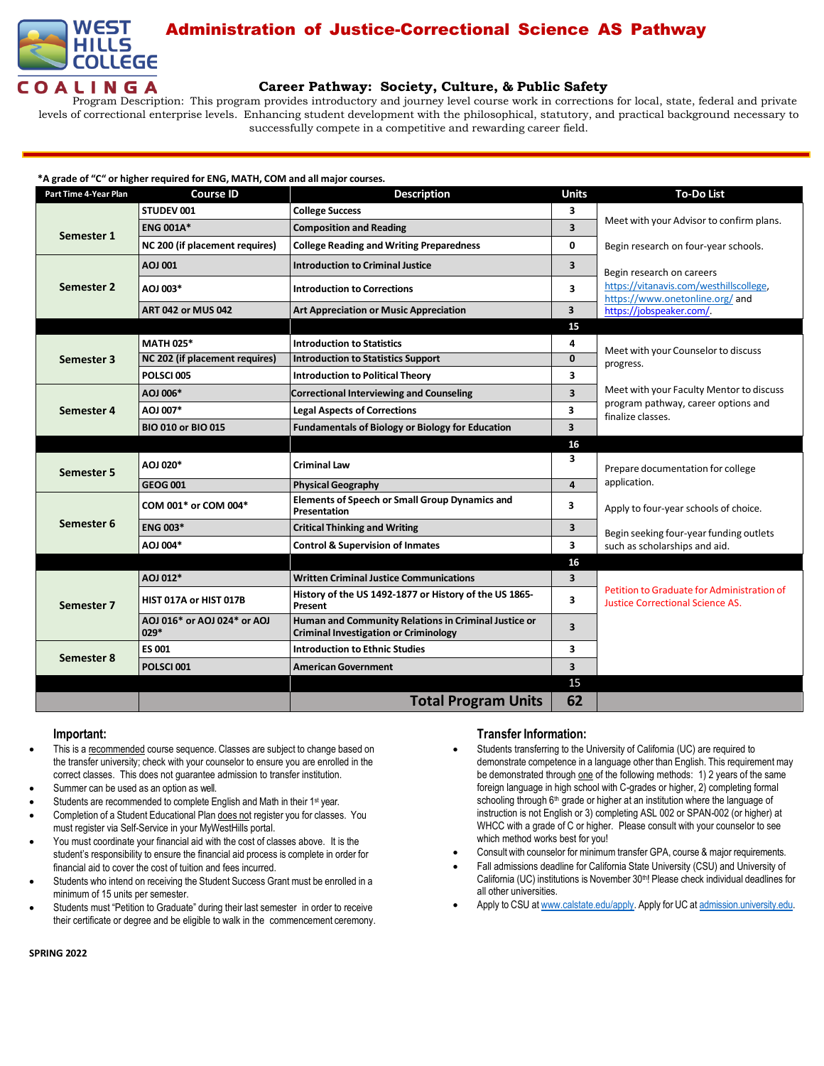# Administration of Justice-Correctional Science AS Pathway

WEST HILLS COLLEGE COALINGA

## Career Pathway: Society, Culture, & Public Safety

Program Description: This program provides introductory and journey level course work in corrections for local, state, federal and private levels of correctional enterprise levels. Enhancing student development with the philosophical, statutory, and practical background necessary to successfully compete in a competitive and rewarding career field.

**\*A grade of "C" or higher required for ENG, MATH, COM and all major courses.**

| Part Time 4-Year Plan | Course ID | Description | Units | To-Do List |
|---|---|---|---|---|
| Semester 1 | STUDEV 001 | College Success | 3 | Meet with your Advisor to confirm plans. Begin research on four-year schools. |
| | ENG 001A* | Composition and Reading | 3 | |
| | NC 200 (if placement requires) | College Reading and Writing Preparedness | 0 | |
| Semester 2 | AOJ 001 | Introduction to Criminal Justice | 3 | Begin research on careers https://vitanavis.com/westhillscollege, https://www.onetonline.org/ and https://jobspeaker.com/. |
| | AOJ 003* | Introduction to Corrections | 3 | |
| | ART 042 or MUS 042 | Art Appreciation or Music Appreciation | 3 | |
| | | | 15 | |
| Semester 3 | MATH 025* | Introduction to Statistics | 4 | Meet with your Counselor to discuss progress. Meet with your Faculty Mentor to discuss program pathway, career options and finalize classes. |
| | NC 202 (if placement requires) | Introduction to Statistics Support | 0 | |
| | POLSCI 005 | Introduction to Political Theory | 3 | |
| Semester 4 | AOJ 006* | Correctional Interviewing and Counseling | 3 | |
| | AOJ 007* | Legal Aspects of Corrections | 3 | |
| | BIO 010 or BIO 015 | Fundamentals of Biology or Biology for Education | 3 | |
| | | | 16 | |
| Semester 5 | AOJ 020* | Criminal Law | 3 | Prepare documentation for college application. Apply to four-year schools of choice. Begin seeking four-year funding outlets such as scholarships and aid. |
| | GEOG 001 | Physical Geography | 4 | |
| Semester 6 | COM 001* or COM 004* | Elements of Speech or Small Group Dynamics and Presentation | 3 | |
| | ENG 003* | Critical Thinking and Writing | 3 | |
| | AOJ 004* | Control & Supervision of Inmates | 3 | |
| | | | 16 | |
| Semester 7 | AOJ 012* | Written Criminal Justice Communications | 3 | Petition to Graduate for Administration of Justice Correctional Science AS. |
| | HIST 017A or HIST 017B | History of the US 1492-1877 or History of the US 1865-Present | 3 | |
| | AOJ 016* or AOJ 024* or AOJ 029* | Human and Community Relations in Criminal Justice or Criminal Investigation or Criminology | 3 | |
| Semester 8 | ES 001 | Introduction to Ethnic Studies | 3 | |
| | POLSCI 001 | American Government | 3 | |
| | | | 15 | |
| | | **Total Program Units** | **62** | |

### Important:

- This is a recommended course sequence. Classes are subject to change based on the transfer university; check with your counselor to ensure you are enrolled in the correct classes. This does not guarantee admission to transfer institution.
- Summer can be used as an option as well.
- Students are recommended to complete English and Math in their 1st year.
- Completion of a Student Educational Plan does not register you for classes. You must register via Self-Service in your MyWestHills portal.
- You must coordinate your financial aid with the cost of classes above. It is the student's responsibility to ensure the financial aid process is complete in order for financial aid to cover the cost of tuition and fees incurred.
- Students who intend on receiving the Student Success Grant must be enrolled in a minimum of 15 units per semester.
- Students must "Petition to Graduate" during their last semester in order to receive their certificate or degree and be eligible to walk in the commencement ceremony.

### Transfer Information:

- Students transferring to the University of California (UC) are required to demonstrate competence in a language other than English. This requirement may be demonstrated through one of the following methods: 1) 2 years of the same foreign language in high school with C-grades or higher, 2) completing formal schooling through 6th grade or higher at an institution where the language of instruction is not English or 3) completing ASL 002 or SPAN-002 (or higher) at WHCC with a grade of C or higher. Please consult with your counselor to see which method works best for you!
- Consult with counselor for minimum transfer GPA, course & major requirements.
- Fall admissions deadline for California State University (CSU) and University of California (UC) institutions is November 30th! Please check individual deadlines for all other universities.
- Apply to CSU at www.calstate.edu/apply. Apply for UC at admission.university.edu.

SPRING 2022